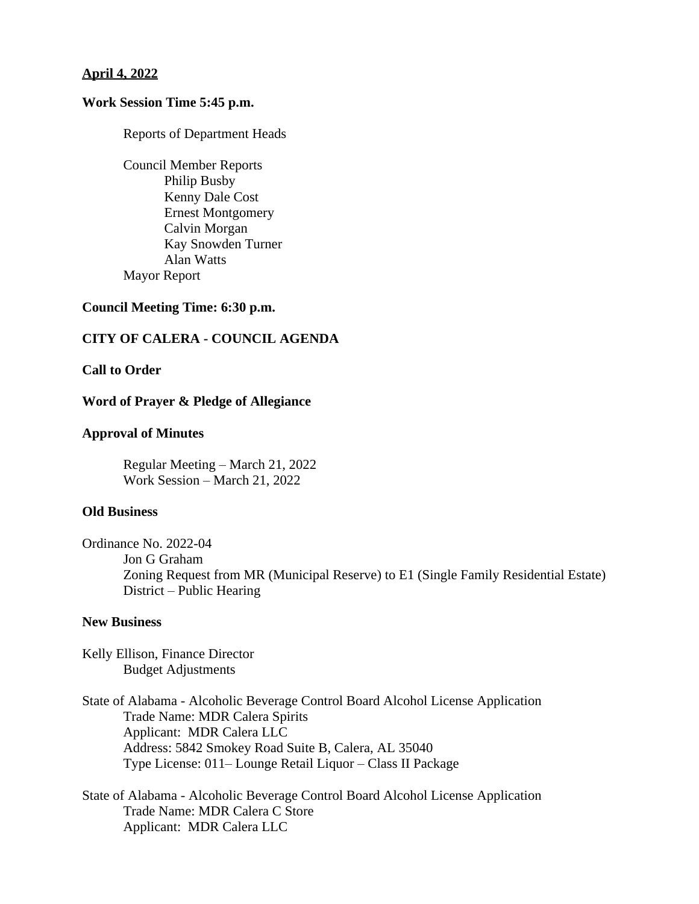**April 4, 2022**

**Work Session Time 5:45 p.m.**

Reports of Department Heads

Council Member Reports
- Philip Busby
- Kenny Dale Cost
- Ernest Montgomery
- Calvin Morgan
- Kay Snowden Turner
- Alan Watts

Mayor Report

**Council Meeting Time: 6:30 p.m.**

**CITY OF CALERA - COUNCIL AGENDA**

**Call to Order**

**Word of Prayer & Pledge of Allegiance**

**Approval of Minutes**

Regular Meeting – March 21, 2022
Work Session – March 21, 2022

**Old Business**

Ordinance No. 2022-04
Jon G Graham
Zoning Request from MR (Municipal Reserve) to E1 (Single Family Residential Estate) District – Public Hearing

**New Business**

Kelly Ellison, Finance Director
Budget Adjustments

State of Alabama - Alcoholic Beverage Control Board Alcohol License Application
Trade Name: MDR Calera Spirits
Applicant: MDR Calera LLC
Address: 5842 Smokey Road Suite B, Calera, AL 35040
Type License: 011– Lounge Retail Liquor – Class II Package

State of Alabama - Alcoholic Beverage Control Board Alcohol License Application
Trade Name: MDR Calera C Store
Applicant: MDR Calera LLC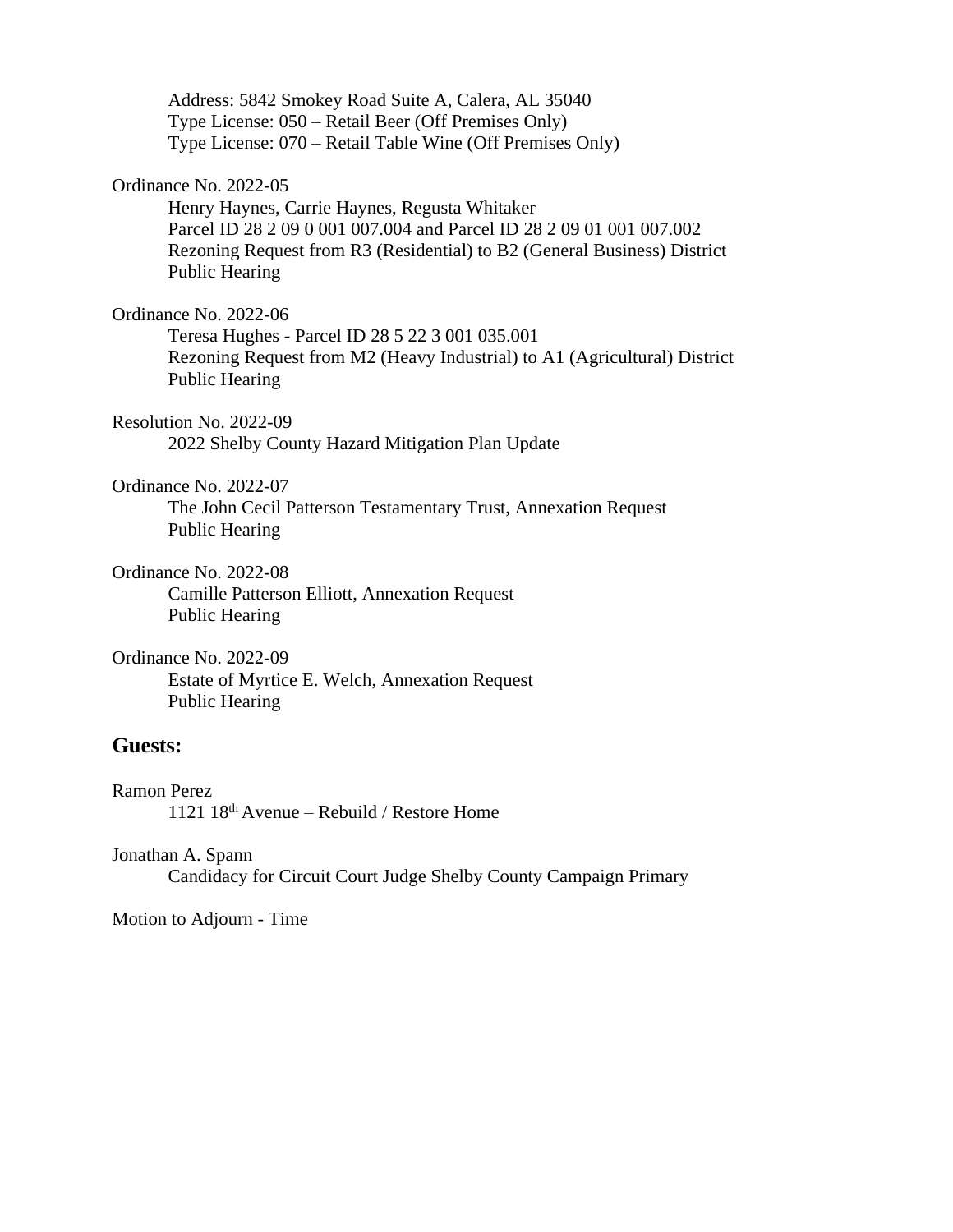Address: 5842 Smokey Road Suite A, Calera, AL 35040
Type License: 050 – Retail Beer (Off Premises Only)
Type License: 070 – Retail Table Wine (Off Premises Only)

Ordinance No. 2022-05
Henry Haynes, Carrie Haynes, Regusta Whitaker
Parcel ID 28 2 09 0 001 007.004 and Parcel ID 28 2 09 01 001 007.002
Rezoning Request from R3 (Residential) to B2 (General Business) District
Public Hearing

Ordinance No. 2022-06
Teresa Hughes - Parcel ID 28 5 22 3 001 035.001
Rezoning Request from M2 (Heavy Industrial) to A1 (Agricultural) District
Public Hearing

Resolution No. 2022-09
2022 Shelby County Hazard Mitigation Plan Update

Ordinance No. 2022-07
The John Cecil Patterson Testamentary Trust, Annexation Request
Public Hearing

Ordinance No. 2022-08
Camille Patterson Elliott, Annexation Request
Public Hearing

Ordinance No. 2022-09
Estate of Myrtice E. Welch, Annexation Request
Public Hearing

## Guests:

Ramon Perez
1121 18th Avenue – Rebuild / Restore Home

Jonathan A. Spann
Candidacy for Circuit Court Judge Shelby County Campaign Primary

Motion to Adjourn - Time